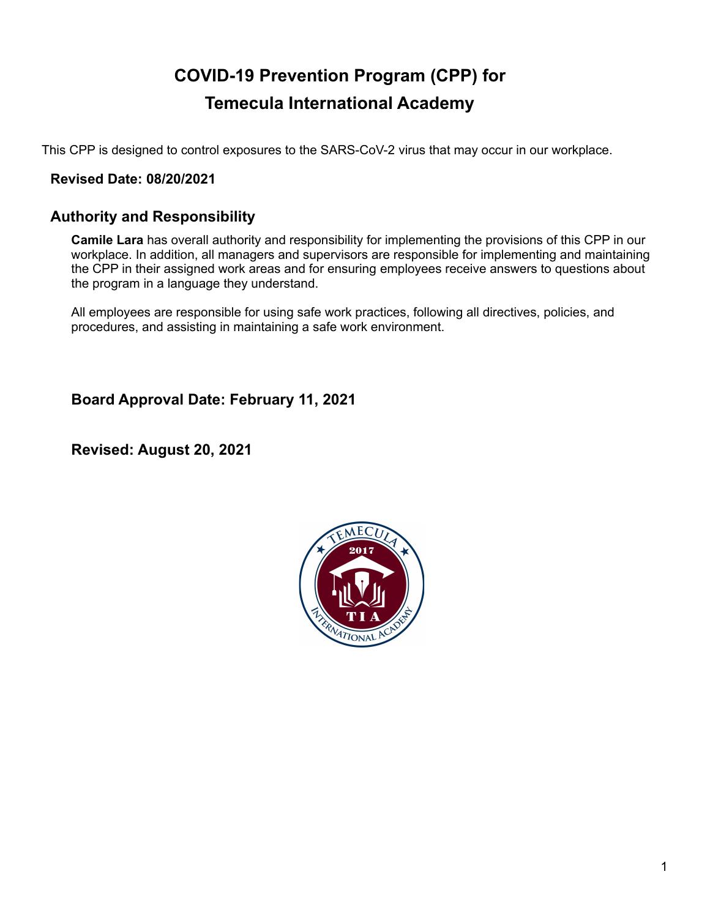# COVID-19 Prevention Program (CPP) for
# Temecula International Academy

This CPP is designed to control exposures to the SARS-CoV-2 virus that may occur in our workplace.

**Revised Date: 08/20/2021**

## Authority and Responsibility

**Camile Lara** has overall authority and responsibility for implementing the provisions of this CPP in our workplace. In addition, all managers and supervisors are responsible for implementing and maintaining the CPP in their assigned work areas and for ensuring employees receive answers to questions about the program in a language they understand.

All employees are responsible for using safe work practices, following all directives, policies, and procedures, and assisting in maintaining a safe work environment.

**Board Approval Date: February 11, 2021**

**Revised: August 20, 2021**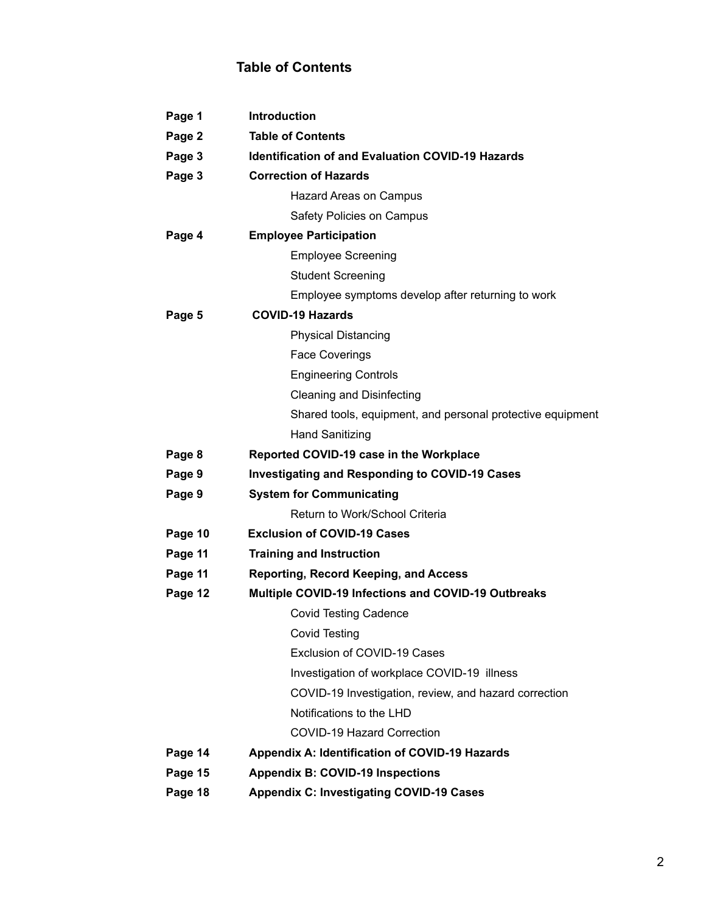## Table of Contents

| | |
|---|---|
| **Page 1** | **Introduction** |
| **Page 2** | **Table of Contents** |
| **Page 3** | **Identification of and Evaluation COVID-19 Hazards** |
| **Page 3** | **Correction of Hazards** |
| | Hazard Areas on Campus |
| | Safety Policies on Campus |
| **Page 4** | **Employee Participation** |
| | Employee Screening |
| | Student Screening |
| | Employee symptoms develop after returning to work |
| **Page 5** | **COVID-19 Hazards** |
| | Physical Distancing |
| | Face Coverings |
| | Engineering Controls |
| | Cleaning and Disinfecting |
| | Shared tools, equipment, and personal protective equipment |
| | Hand Sanitizing |
| **Page 8** | **Reported COVID-19 case in the Workplace** |
| **Page 9** | **Investigating and Responding to COVID-19 Cases** |
| **Page 9** | **System for Communicating** |
| | Return to Work/School Criteria |
| **Page 10** | **Exclusion of COVID-19 Cases** |
| **Page 11** | **Training and Instruction** |
| **Page 11** | **Reporting, Record Keeping, and Access** |
| **Page 12** | **Multiple COVID-19 Infections and COVID-19 Outbreaks** |
| | Covid Testing Cadence |
| | Covid Testing |
| | Exclusion of COVID-19 Cases |
| | Investigation of workplace COVID-19 illness |
| | COVID-19 Investigation, review, and hazard correction |
| | Notifications to the LHD |
| | COVID-19 Hazard Correction |
| **Page 14** | **Appendix A: Identification of COVID-19 Hazards** |
| **Page 15** | **Appendix B: COVID-19 Inspections** |
| **Page 18** | **Appendix C: Investigating COVID-19 Cases** |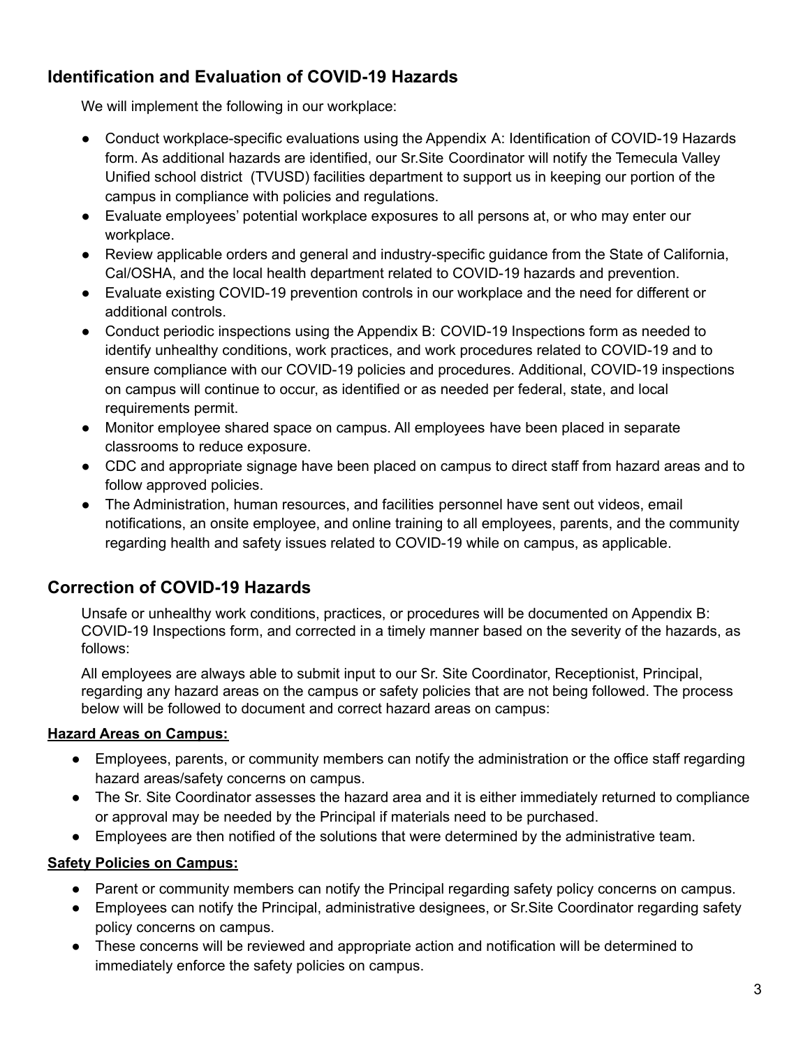## Identification and Evaluation of COVID-19 Hazards

We will implement the following in our workplace:

- Conduct workplace-specific evaluations using the Appendix A: Identification of COVID-19 Hazards form. As additional hazards are identified, our Sr.Site Coordinator will notify the Temecula Valley Unified school district (TVUSD) facilities department to support us in keeping our portion of the campus in compliance with policies and regulations.
- Evaluate employees' potential workplace exposures to all persons at, or who may enter our workplace.
- Review applicable orders and general and industry-specific guidance from the State of California, Cal/OSHA, and the local health department related to COVID-19 hazards and prevention.
- Evaluate existing COVID-19 prevention controls in our workplace and the need for different or additional controls.
- Conduct periodic inspections using the Appendix B: COVID-19 Inspections form as needed to identify unhealthy conditions, work practices, and work procedures related to COVID-19 and to ensure compliance with our COVID-19 policies and procedures. Additional, COVID-19 inspections on campus will continue to occur, as identified or as needed per federal, state, and local requirements permit.
- Monitor employee shared space on campus. All employees have been placed in separate classrooms to reduce exposure.
- CDC and appropriate signage have been placed on campus to direct staff from hazard areas and to follow approved policies.
- The Administration, human resources, and facilities personnel have sent out videos, email notifications, an onsite employee, and online training to all employees, parents, and the community regarding health and safety issues related to COVID-19 while on campus, as applicable.

## Correction of COVID-19 Hazards

Unsafe or unhealthy work conditions, practices, or procedures will be documented on Appendix B: COVID-19 Inspections form, and corrected in a timely manner based on the severity of the hazards, as follows:

All employees are always able to submit input to our Sr. Site Coordinator, Receptionist, Principal, regarding any hazard areas on the campus or safety policies that are not being followed. The process below will be followed to document and correct hazard areas on campus:

**Hazard Areas on Campus:**

- Employees, parents, or community members can notify the administration or the office staff regarding hazard areas/safety concerns on campus.
- The Sr. Site Coordinator assesses the hazard area and it is either immediately returned to compliance or approval may be needed by the Principal if materials need to be purchased.
- Employees are then notified of the solutions that were determined by the administrative team.

**Safety Policies on Campus:**

- Parent or community members can notify the Principal regarding safety policy concerns on campus.
- Employees can notify the Principal, administrative designees, or Sr.Site Coordinator regarding safety policy concerns on campus.
- These concerns will be reviewed and appropriate action and notification will be determined to immediately enforce the safety policies on campus.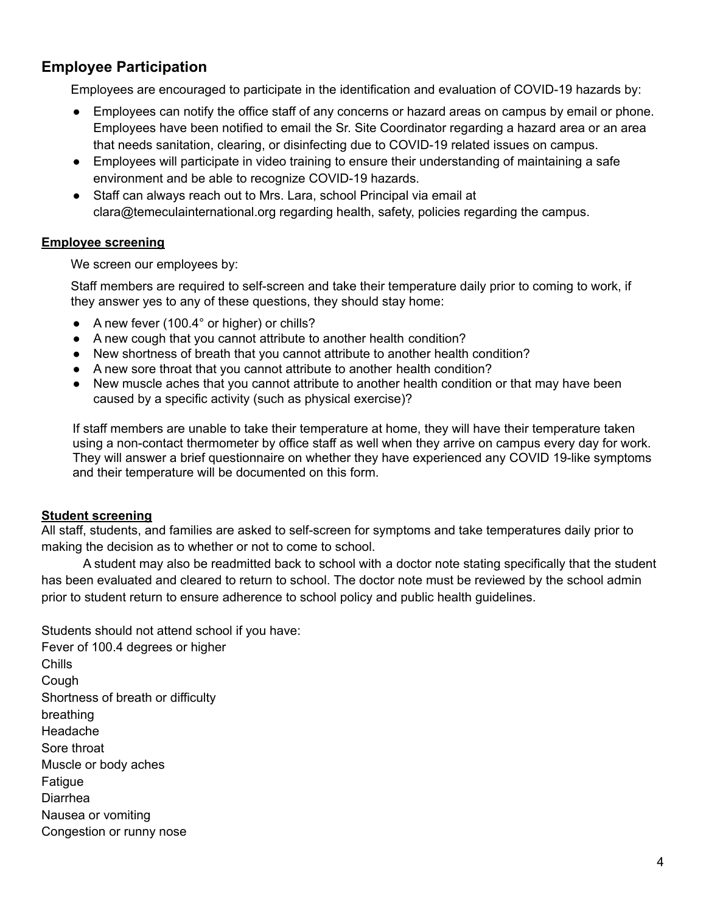## Employee Participation

Employees are encouraged to participate in the identification and evaluation of COVID-19 hazards by:

- Employees can notify the office staff of any concerns or hazard areas on campus by email or phone. Employees have been notified to email the Sr. Site Coordinator regarding a hazard area or an area that needs sanitation, clearing, or disinfecting due to COVID-19 related issues on campus.
- Employees will participate in video training to ensure their understanding of maintaining a safe environment and be able to recognize COVID-19 hazards.
- Staff can always reach out to Mrs. Lara, school Principal via email at clara@temeculainternational.org regarding health, safety, policies regarding the campus.

**Employee screening**

We screen our employees by:

Staff members are required to self-screen and take their temperature daily prior to coming to work, if they answer yes to any of these questions, they should stay home:

- A new fever (100.4° or higher) or chills?
- A new cough that you cannot attribute to another health condition?
- New shortness of breath that you cannot attribute to another health condition?
- A new sore throat that you cannot attribute to another health condition?
- New muscle aches that you cannot attribute to another health condition or that may have been caused by a specific activity (such as physical exercise)?

If staff members are unable to take their temperature at home, they will have their temperature taken using a non-contact thermometer by office staff as well when they arrive on campus every day for work. They will answer a brief questionnaire on whether they have experienced any COVID 19-like symptoms and their temperature will be documented on this form.

**Student screening**

All staff, students, and families are asked to self-screen for symptoms and take temperatures daily prior to making the decision as to whether or not to come to school.

A student may also be readmitted back to school with a doctor note stating specifically that the student has been evaluated and cleared to return to school. The doctor note must be reviewed by the school admin prior to student return to ensure adherence to school policy and public health guidelines.

Students should not attend school if you have:
Fever of 100.4 degrees or higher
Chills
Cough
Shortness of breath or difficulty breathing
Headache
Sore throat
Muscle or body aches
Fatigue
Diarrhea
Nausea or vomiting
Congestion or runny nose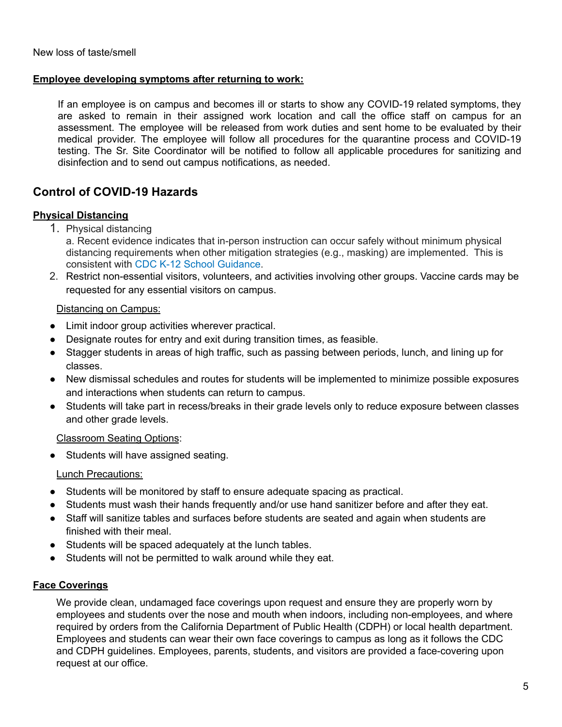New loss of taste/smell

**Employee developing symptoms after returning to work:**

If an employee is on campus and becomes ill or starts to show any COVID-19 related symptoms, they are asked to remain in their assigned work location and call the office staff on campus for an assessment. The employee will be released from work duties and sent home to be evaluated by their medical provider. The employee will follow all procedures for the quarantine process and COVID-19 testing. The Sr. Site Coordinator will be notified to follow all applicable procedures for sanitizing and disinfection and to send out campus notifications, as needed.

## Control of COVID-19 Hazards

**Physical Distancing**

1. Physical distancing
   a. Recent evidence indicates that in-person instruction can occur safely without minimum physical distancing requirements when other mitigation strategies (e.g., masking) are implemented. This is consistent with CDC K-12 School Guidance.
2. Restrict non-essential visitors, volunteers, and activities involving other groups. Vaccine cards may be requested for any essential visitors on campus.

Distancing on Campus:

- Limit indoor group activities wherever practical.
- Designate routes for entry and exit during transition times, as feasible.
- Stagger students in areas of high traffic, such as passing between periods, lunch, and lining up for classes.
- New dismissal schedules and routes for students will be implemented to minimize possible exposures and interactions when students can return to campus.
- Students will take part in recess/breaks in their grade levels only to reduce exposure between classes and other grade levels.

Classroom Seating Options:

- Students will have assigned seating.

Lunch Precautions:

- Students will be monitored by staff to ensure adequate spacing as practical.
- Students must wash their hands frequently and/or use hand sanitizer before and after they eat.
- Staff will sanitize tables and surfaces before students are seated and again when students are finished with their meal.
- Students will be spaced adequately at the lunch tables.
- Students will not be permitted to walk around while they eat.

**Face Coverings**

We provide clean, undamaged face coverings upon request and ensure they are properly worn by employees and students over the nose and mouth when indoors, including non-employees, and where required by orders from the California Department of Public Health (CDPH) or local health department. Employees and students can wear their own face coverings to campus as long as it follows the CDC and CDPH guidelines. Employees, parents, students, and visitors are provided a face-covering upon request at our office.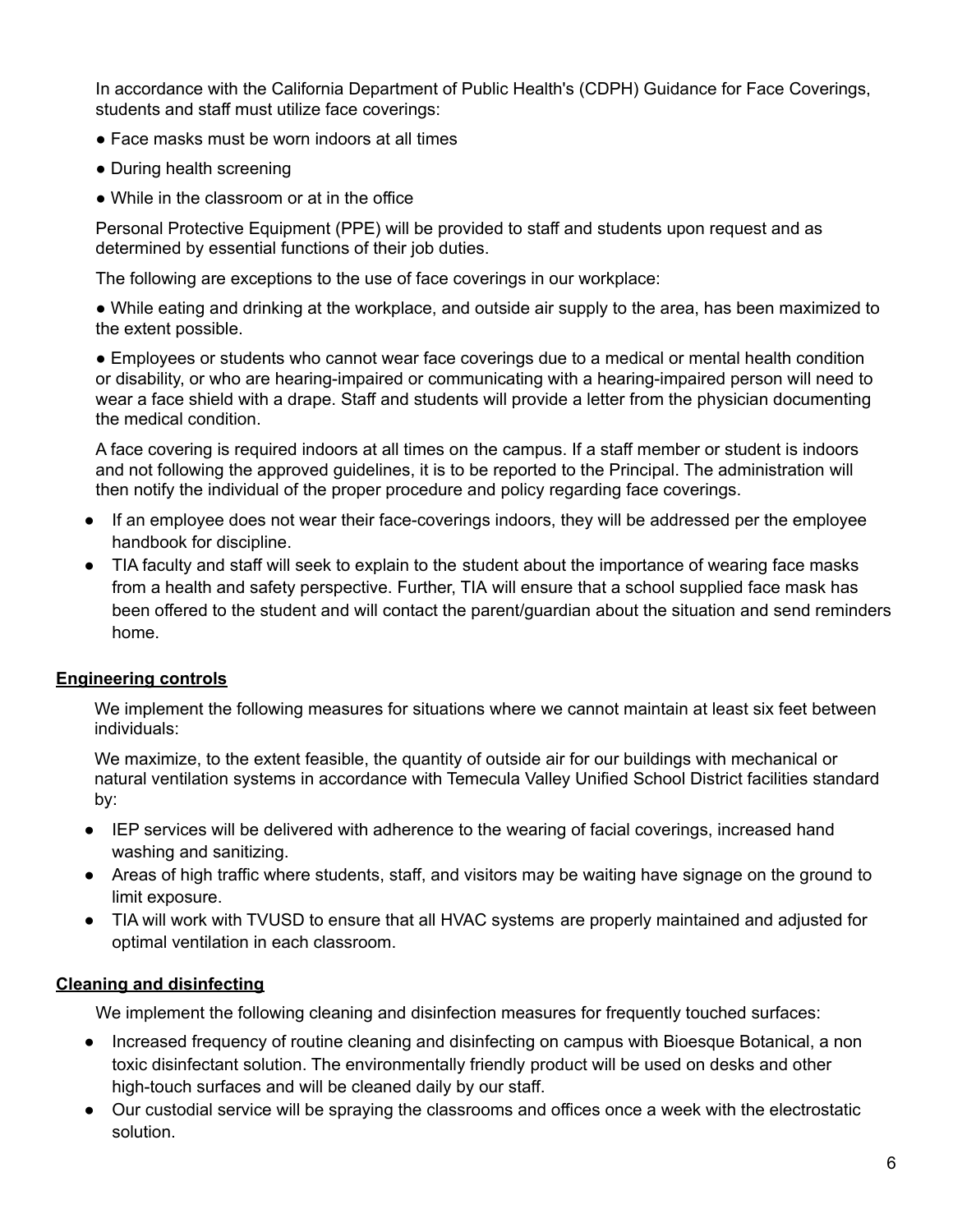In accordance with the California Department of Public Health's (CDPH) Guidance for Face Coverings, students and staff must utilize face coverings:

● Face masks must be worn indoors at all times

● During health screening

● While in the classroom or at in the office

Personal Protective Equipment (PPE) will be provided to staff and students upon request and as determined by essential functions of their job duties.

The following are exceptions to the use of face coverings in our workplace:

● While eating and drinking at the workplace, and outside air supply to the area, has been maximized to the extent possible.

● Employees or students who cannot wear face coverings due to a medical or mental health condition or disability, or who are hearing-impaired or communicating with a hearing-impaired person will need to wear a face shield with a drape. Staff and students will provide a letter from the physician documenting the medical condition.

A face covering is required indoors at all times on the campus. If a staff member or student is indoors and not following the approved guidelines, it is to be reported to the Principal. The administration will then notify the individual of the proper procedure and policy regarding face coverings.

- If an employee does not wear their face-coverings indoors, they will be addressed per the employee handbook for discipline.
- TIA faculty and staff will seek to explain to the student about the importance of wearing face masks from a health and safety perspective. Further, TIA will ensure that a school supplied face mask has been offered to the student and will contact the parent/guardian about the situation and send reminders home.

## Engineering controls

We implement the following measures for situations where we cannot maintain at least six feet between individuals:

We maximize, to the extent feasible, the quantity of outside air for our buildings with mechanical or natural ventilation systems in accordance with Temecula Valley Unified School District facilities standard by:

- IEP services will be delivered with adherence to the wearing of facial coverings, increased hand washing and sanitizing.
- Areas of high traffic where students, staff, and visitors may be waiting have signage on the ground to limit exposure.
- TIA will work with TVUSD to ensure that all HVAC systems are properly maintained and adjusted for optimal ventilation in each classroom.

## Cleaning and disinfecting

We implement the following cleaning and disinfection measures for frequently touched surfaces:

- Increased frequency of routine cleaning and disinfecting on campus with Bioesque Botanical, a non toxic disinfectant solution. The environmentally friendly product will be used on desks and other high-touch surfaces and will be cleaned daily by our staff.
- Our custodial service will be spraying the classrooms and offices once a week with the electrostatic solution.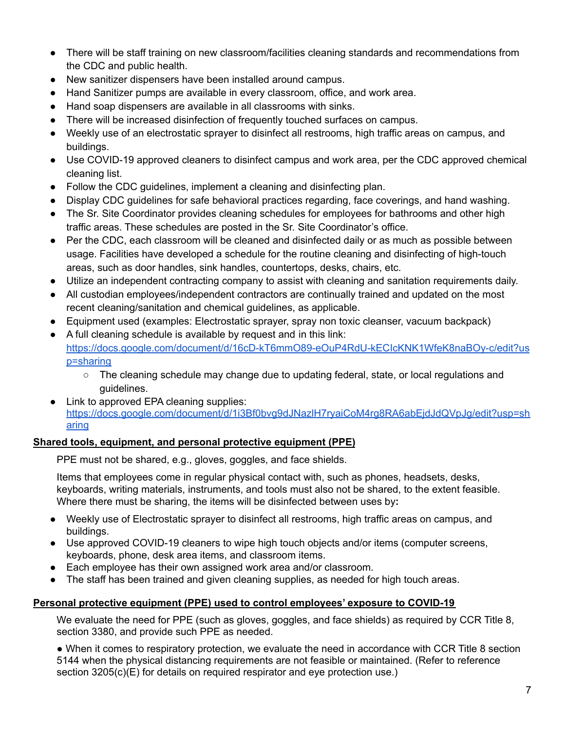- There will be staff training on new classroom/facilities cleaning standards and recommendations from the CDC and public health.
- New sanitizer dispensers have been installed around campus.
- Hand Sanitizer pumps are available in every classroom, office, and work area.
- Hand soap dispensers are available in all classrooms with sinks.
- There will be increased disinfection of frequently touched surfaces on campus.
- Weekly use of an electrostatic sprayer to disinfect all restrooms, high traffic areas on campus, and buildings.
- Use COVID-19 approved cleaners to disinfect campus and work area, per the CDC approved chemical cleaning list.
- Follow the CDC guidelines, implement a cleaning and disinfecting plan.
- Display CDC guidelines for safe behavioral practices regarding, face coverings, and hand washing.
- The Sr. Site Coordinator provides cleaning schedules for employees for bathrooms and other high traffic areas. These schedules are posted in the Sr. Site Coordinator's office.
- Per the CDC, each classroom will be cleaned and disinfected daily or as much as possible between usage. Facilities have developed a schedule for the routine cleaning and disinfecting of high-touch areas, such as door handles, sink handles, countertops, desks, chairs, etc.
- Utilize an independent contracting company to assist with cleaning and sanitation requirements daily.
- All custodian employees/independent contractors are continually trained and updated on the most recent cleaning/sanitation and chemical guidelines, as applicable.
- Equipment used (examples: Electrostatic sprayer, spray non toxic cleanser, vacuum backpack)
- A full cleaning schedule is available by request and in this link: https://docs.google.com/document/d/16cD-kT6mmO89-eOuP4RdU-kECIcKNK1WfeK8naBOy-c/edit?usp=sharing
  - The cleaning schedule may change due to updating federal, state, or local regulations and guidelines.
- Link to approved EPA cleaning supplies: https://docs.google.com/document/d/1i3Bf0bvg9dJNazlH7ryaiCoM4rg8RA6abEjdJdQVpJg/edit?usp=sharing

**Shared tools, equipment, and personal protective equipment (PPE)**

PPE must not be shared, e.g., gloves, goggles, and face shields.

Items that employees come in regular physical contact with, such as phones, headsets, desks, keyboards, writing materials, instruments, and tools must also not be shared, to the extent feasible. Where there must be sharing, the items will be disinfected between uses by**:**

- Weekly use of Electrostatic sprayer to disinfect all restrooms, high traffic areas on campus, and buildings.
- Use approved COVID-19 cleaners to wipe high touch objects and/or items (computer screens, keyboards, phone, desk area items, and classroom items.
- Each employee has their own assigned work area and/or classroom.
- The staff has been trained and given cleaning supplies, as needed for high touch areas.

**Personal protective equipment (PPE) used to control employees' exposure to COVID-19**

We evaluate the need for PPE (such as gloves, goggles, and face shields) as required by CCR Title 8, section 3380, and provide such PPE as needed.

● When it comes to respiratory protection, we evaluate the need in accordance with CCR Title 8 section 5144 when the physical distancing requirements are not feasible or maintained. (Refer to reference section 3205(c)(E) for details on required respirator and eye protection use.)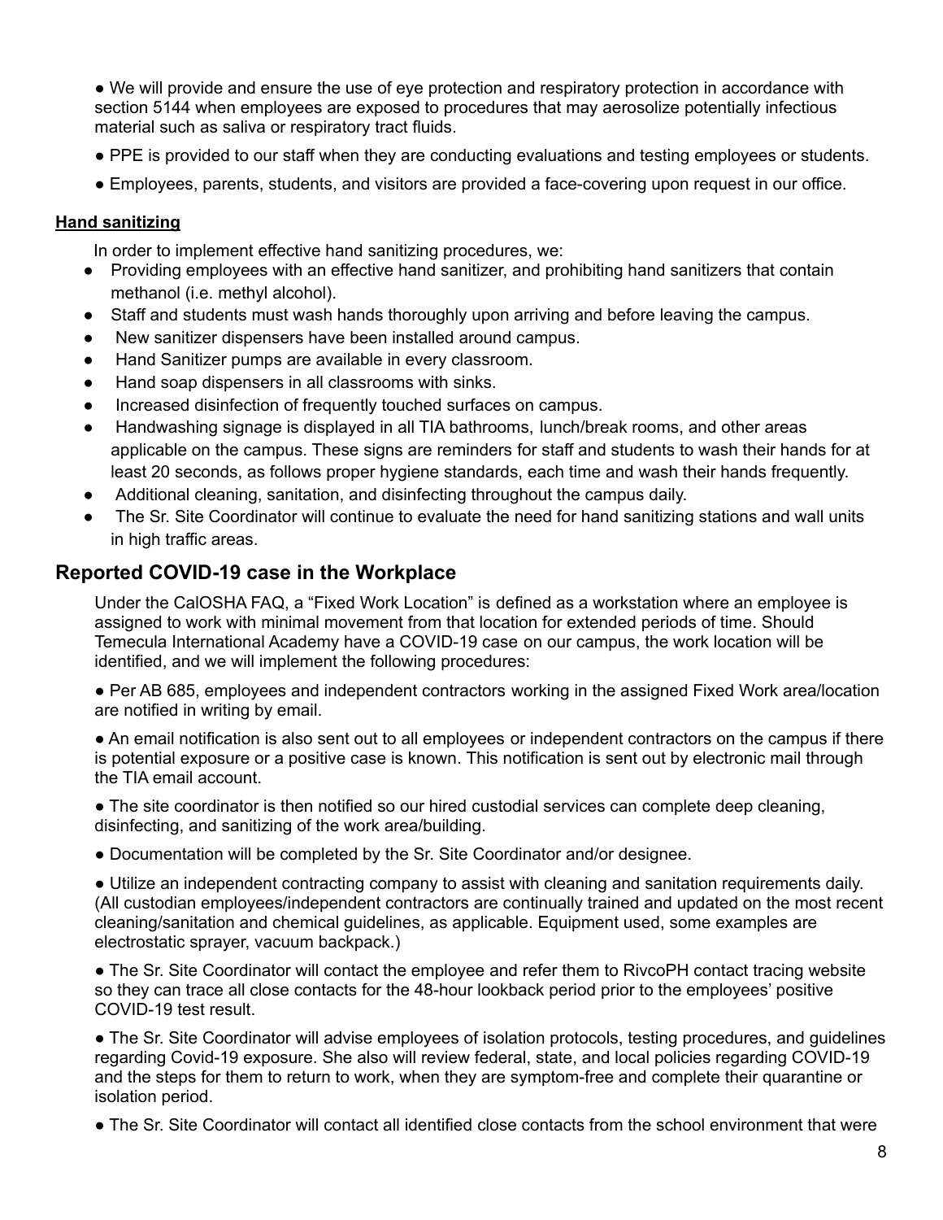- We will provide and ensure the use of eye protection and respiratory protection in accordance with section 5144 when employees are exposed to procedures that may aerosolize potentially infectious material such as saliva or respiratory tract fluids.
- PPE is provided to our staff when they are conducting evaluations and testing employees or students.
- Employees, parents, students, and visitors are provided a face-covering upon request in our office.

**<u>Hand sanitizing</u>**

In order to implement effective hand sanitizing procedures, we:

- Providing employees with an effective hand sanitizer, and prohibiting hand sanitizers that contain methanol (i.e. methyl alcohol).
- Staff and students must wash hands thoroughly upon arriving and before leaving the campus.
- New sanitizer dispensers have been installed around campus.
- Hand Sanitizer pumps are available in every classroom.
- Hand soap dispensers in all classrooms with sinks.
- Increased disinfection of frequently touched surfaces on campus.
- Handwashing signage is displayed in all TIA bathrooms, lunch/break rooms, and other areas applicable on the campus. These signs are reminders for staff and students to wash their hands for at least 20 seconds, as follows proper hygiene standards, each time and wash their hands frequently.
- Additional cleaning, sanitation, and disinfecting throughout the campus daily.
- The Sr. Site Coordinator will continue to evaluate the need for hand sanitizing stations and wall units in high traffic areas.

## Reported COVID-19 case in the Workplace

Under the CalOSHA FAQ, a "Fixed Work Location" is defined as a workstation where an employee is assigned to work with minimal movement from that location for extended periods of time. Should Temecula International Academy have a COVID-19 case on our campus, the work location will be identified, and we will implement the following procedures:

- Per AB 685, employees and independent contractors working in the assigned Fixed Work area/location are notified in writing by email.
- An email notification is also sent out to all employees or independent contractors on the campus if there is potential exposure or a positive case is known. This notification is sent out by electronic mail through the TIA email account.
- The site coordinator is then notified so our hired custodial services can complete deep cleaning, disinfecting, and sanitizing of the work area/building.
- Documentation will be completed by the Sr. Site Coordinator and/or designee.
- Utilize an independent contracting company to assist with cleaning and sanitation requirements daily. (All custodian employees/independent contractors are continually trained and updated on the most recent cleaning/sanitation and chemical guidelines, as applicable. Equipment used, some examples are electrostatic sprayer, vacuum backpack.)
- The Sr. Site Coordinator will contact the employee and refer them to RivcoPH contact tracing website so they can trace all close contacts for the 48-hour lookback period prior to the employees' positive COVID-19 test result.
- The Sr. Site Coordinator will advise employees of isolation protocols, testing procedures, and guidelines regarding Covid-19 exposure. She also will review federal, state, and local policies regarding COVID-19 and the steps for them to return to work, when they are symptom-free and complete their quarantine or isolation period.
- The Sr. Site Coordinator will contact all identified close contacts from the school environment that were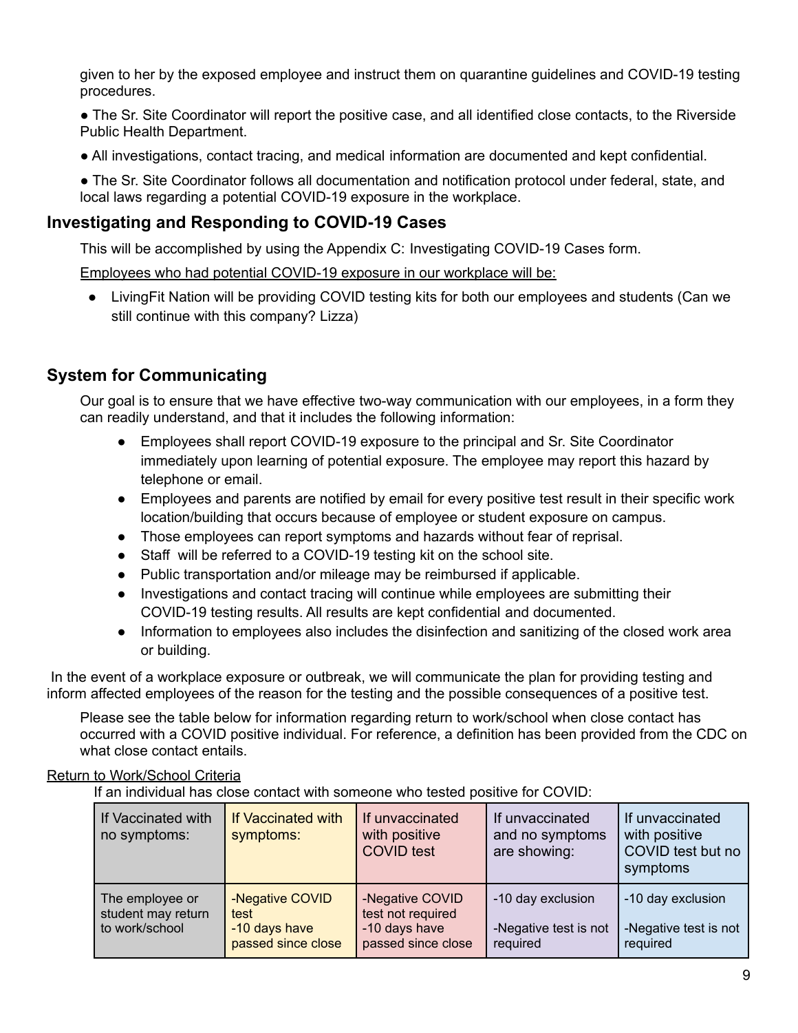given to her by the exposed employee and instruct them on quarantine guidelines and COVID-19 testing procedures.

● The Sr. Site Coordinator will report the positive case, and all identified close contacts, to the Riverside Public Health Department.

● All investigations, contact tracing, and medical information are documented and kept confidential.

● The Sr. Site Coordinator follows all documentation and notification protocol under federal, state, and local laws regarding a potential COVID-19 exposure in the workplace.

## Investigating and Responding to COVID-19 Cases

This will be accomplished by using the Appendix C: Investigating COVID-19 Cases form.

Employees who had potential COVID-19 exposure in our workplace will be:

- LivingFit Nation will be providing COVID testing kits for both our employees and students (Can we still continue with this company? Lizza)

## System for Communicating

Our goal is to ensure that we have effective two-way communication with our employees, in a form they can readily understand, and that it includes the following information:

- Employees shall report COVID-19 exposure to the principal and Sr. Site Coordinator immediately upon learning of potential exposure. The employee may report this hazard by telephone or email.
- Employees and parents are notified by email for every positive test result in their specific work location/building that occurs because of employee or student exposure on campus.
- Those employees can report symptoms and hazards without fear of reprisal.
- Staff will be referred to a COVID-19 testing kit on the school site.
- Public transportation and/or mileage may be reimbursed if applicable.
- Investigations and contact tracing will continue while employees are submitting their COVID-19 testing results. All results are kept confidential and documented.
- Information to employees also includes the disinfection and sanitizing of the closed work area or building.

In the event of a workplace exposure or outbreak, we will communicate the plan for providing testing and inform affected employees of the reason for the testing and the possible consequences of a positive test.

Please see the table below for information regarding return to work/school when close contact has occurred with a COVID positive individual. For reference, a definition has been provided from the CDC on what close contact entails.

Return to Work/School Criteria

If an individual has close contact with someone who tested positive for COVID:

| If Vaccinated with no symptoms: | If Vaccinated with symptoms: | If unvaccinated with positive COVID test | If unvaccinated and no symptoms are showing: | If unvaccinated with positive COVID test but no symptoms |
|---|---|---|---|---|
| The employee or student may return to work/school | -Negative COVID test<br>-10 days have passed since close | -Negative COVID test not required<br>-10 days have passed since close | -10 day exclusion<br><br>-Negative test is not required | -10 day exclusion<br><br>-Negative test is not required |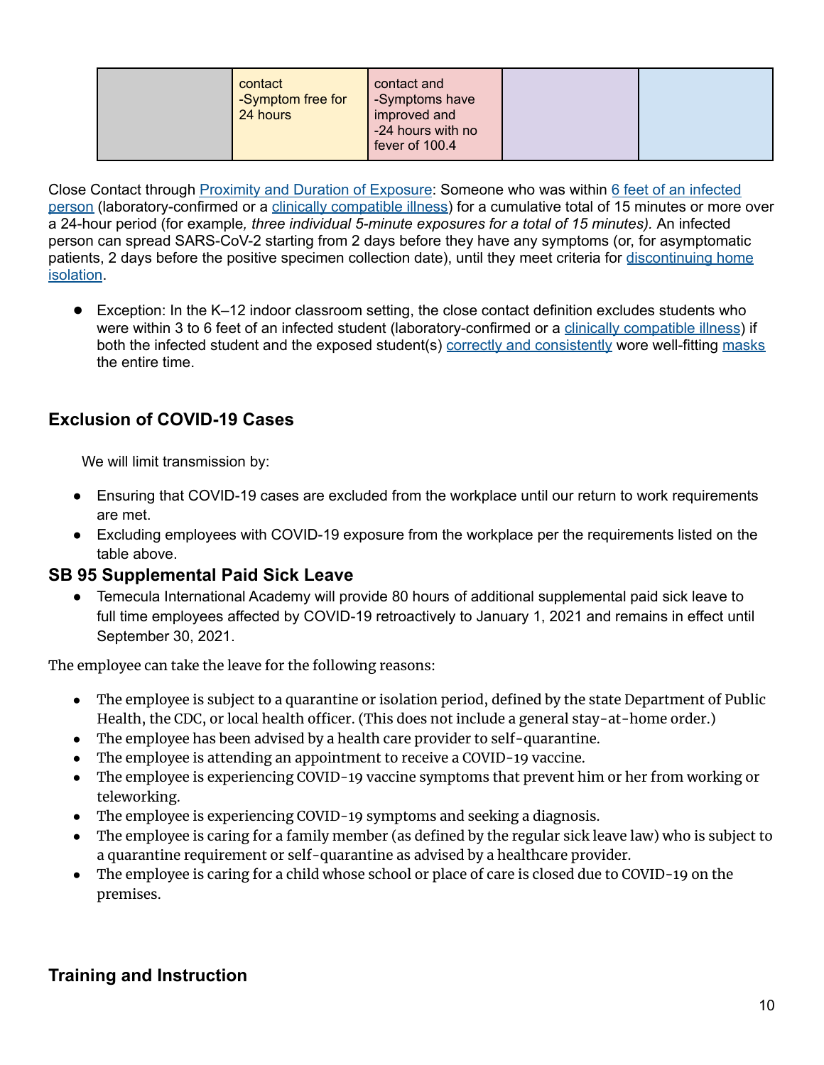| | | | | |
|---|---|---|---|---|
| | contact<br>-Symptom free for 24 hours | contact and<br>-Symptoms have improved and<br>-24 hours with no fever of 100.4 | | |

Close Contact through Proximity and Duration of Exposure: Someone who was within 6 feet of an infected person (laboratory-confirmed or a clinically compatible illness) for a cumulative total of 15 minutes or more over a 24-hour period (for example*, three individual 5-minute exposures for a total of 15 minutes).* An infected person can spread SARS-CoV-2 starting from 2 days before they have any symptoms (or, for asymptomatic patients, 2 days before the positive specimen collection date), until they meet criteria for discontinuing home isolation.

- Exception: In the K–12 indoor classroom setting, the close contact definition excludes students who were within 3 to 6 feet of an infected student (laboratory-confirmed or a clinically compatible illness) if both the infected student and the exposed student(s) correctly and consistently wore well-fitting masks the entire time.

## Exclusion of COVID-19 Cases

We will limit transmission by:

- Ensuring that COVID-19 cases are excluded from the workplace until our return to work requirements are met.
- Excluding employees with COVID-19 exposure from the workplace per the requirements listed on the table above.

## SB 95 Supplemental Paid Sick Leave

- Temecula International Academy will provide 80 hours of additional supplemental paid sick leave to full time employees affected by COVID-19 retroactively to January 1, 2021 and remains in effect until September 30, 2021.

The employee can take the leave for the following reasons:

- The employee is subject to a quarantine or isolation period, defined by the state Department of Public Health, the CDC, or local health officer. (This does not include a general stay-at-home order.)
- The employee has been advised by a health care provider to self-quarantine.
- The employee is attending an appointment to receive a COVID-19 vaccine.
- The employee is experiencing COVID-19 vaccine symptoms that prevent him or her from working or teleworking.
- The employee is experiencing COVID-19 symptoms and seeking a diagnosis.
- The employee is caring for a family member (as defined by the regular sick leave law) who is subject to a quarantine requirement or self-quarantine as advised by a healthcare provider.
- The employee is caring for a child whose school or place of care is closed due to COVID-19 on the premises.

## Training and Instruction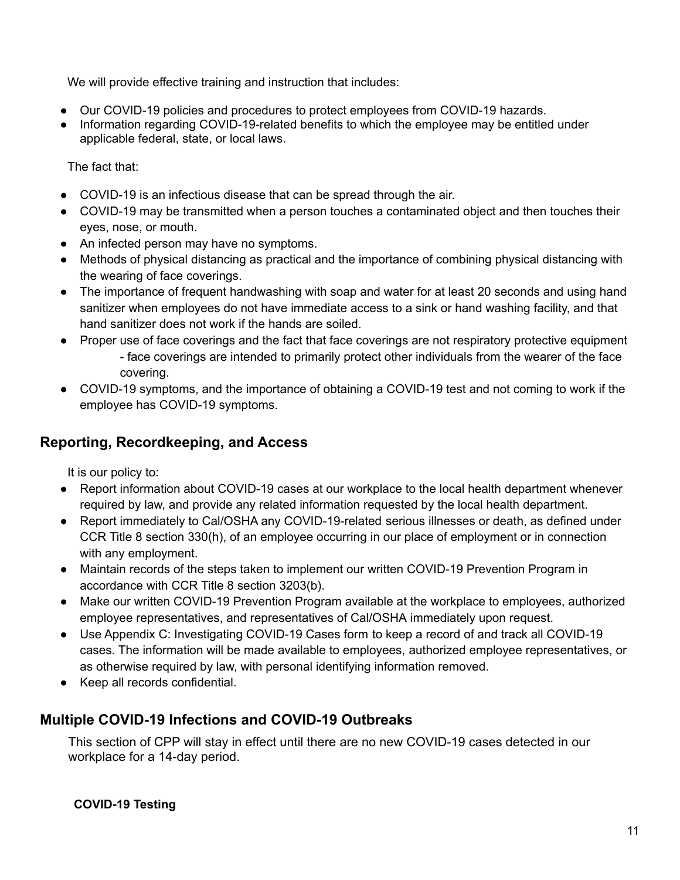We will provide effective training and instruction that includes:

- Our COVID-19 policies and procedures to protect employees from COVID-19 hazards.
- Information regarding COVID-19-related benefits to which the employee may be entitled under applicable federal, state, or local laws.

The fact that:

- COVID-19 is an infectious disease that can be spread through the air.
- COVID-19 may be transmitted when a person touches a contaminated object and then touches their eyes, nose, or mouth.
- An infected person may have no symptoms.
- Methods of physical distancing as practical and the importance of combining physical distancing with the wearing of face coverings.
- The importance of frequent handwashing with soap and water for at least 20 seconds and using hand sanitizer when employees do not have immediate access to a sink or hand washing facility, and that hand sanitizer does not work if the hands are soiled.
- Proper use of face coverings and the fact that face coverings are not respiratory protective equipment - face coverings are intended to primarily protect other individuals from the wearer of the face covering.
- COVID-19 symptoms, and the importance of obtaining a COVID-19 test and not coming to work if the employee has COVID-19 symptoms.

## Reporting, Recordkeeping, and Access

It is our policy to:

- Report information about COVID-19 cases at our workplace to the local health department whenever required by law, and provide any related information requested by the local health department.
- Report immediately to Cal/OSHA any COVID-19-related serious illnesses or death, as defined under CCR Title 8 section 330(h), of an employee occurring in our place of employment or in connection with any employment.
- Maintain records of the steps taken to implement our written COVID-19 Prevention Program in accordance with CCR Title 8 section 3203(b).
- Make our written COVID-19 Prevention Program available at the workplace to employees, authorized employee representatives, and representatives of Cal/OSHA immediately upon request.
- Use Appendix C: Investigating COVID-19 Cases form to keep a record of and track all COVID-19 cases. The information will be made available to employees, authorized employee representatives, or as otherwise required by law, with personal identifying information removed.
- Keep all records confidential.

## Multiple COVID-19 Infections and COVID-19 Outbreaks

This section of CPP will stay in effect until there are no new COVID-19 cases detected in our workplace for a 14-day period.

**COVID-19 Testing**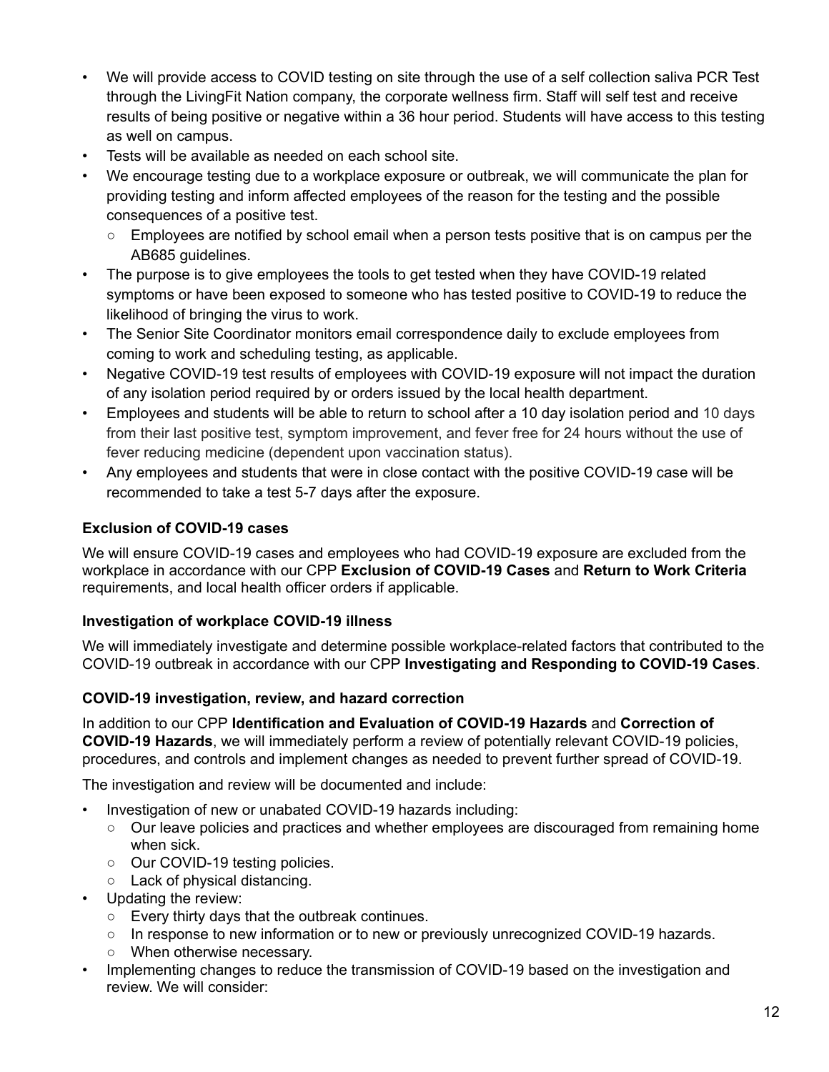- We will provide access to COVID testing on site through the use of a self collection saliva PCR Test through the LivingFit Nation company, the corporate wellness firm. Staff will self test and receive results of being positive or negative within a 36 hour period. Students will have access to this testing as well on campus.
- Tests will be available as needed on each school site.
- We encourage testing due to a workplace exposure or outbreak, we will communicate the plan for providing testing and inform affected employees of the reason for the testing and the possible consequences of a positive test.
  - Employees are notified by school email when a person tests positive that is on campus per the AB685 guidelines.
- The purpose is to give employees the tools to get tested when they have COVID-19 related symptoms or have been exposed to someone who has tested positive to COVID-19 to reduce the likelihood of bringing the virus to work.
- The Senior Site Coordinator monitors email correspondence daily to exclude employees from coming to work and scheduling testing, as applicable.
- Negative COVID-19 test results of employees with COVID-19 exposure will not impact the duration of any isolation period required by or orders issued by the local health department.
- Employees and students will be able to return to school after a 10 day isolation period and 10 days from their last positive test, symptom improvement, and fever free for 24 hours without the use of fever reducing medicine (dependent upon vaccination status).
- Any employees and students that were in close contact with the positive COVID-19 case will be recommended to take a test 5-7 days after the exposure.

**Exclusion of COVID-19 cases**

We will ensure COVID-19 cases and employees who had COVID-19 exposure are excluded from the workplace in accordance with our CPP **Exclusion of COVID-19 Cases** and **Return to Work Criteria** requirements, and local health officer orders if applicable.

**Investigation of workplace COVID-19 illness**

We will immediately investigate and determine possible workplace-related factors that contributed to the COVID-19 outbreak in accordance with our CPP **Investigating and Responding to COVID-19 Cases**.

**COVID-19 investigation, review, and hazard correction**

In addition to our CPP **Identification and Evaluation of COVID-19 Hazards** and **Correction of COVID-19 Hazards**, we will immediately perform a review of potentially relevant COVID-19 policies, procedures, and controls and implement changes as needed to prevent further spread of COVID-19.

The investigation and review will be documented and include:

- Investigation of new or unabated COVID-19 hazards including:
  - Our leave policies and practices and whether employees are discouraged from remaining home when sick.
  - Our COVID-19 testing policies.
  - Lack of physical distancing.
- Updating the review:
  - Every thirty days that the outbreak continues.
  - In response to new information or to new or previously unrecognized COVID-19 hazards.
  - When otherwise necessary.
- Implementing changes to reduce the transmission of COVID-19 based on the investigation and review. We will consider: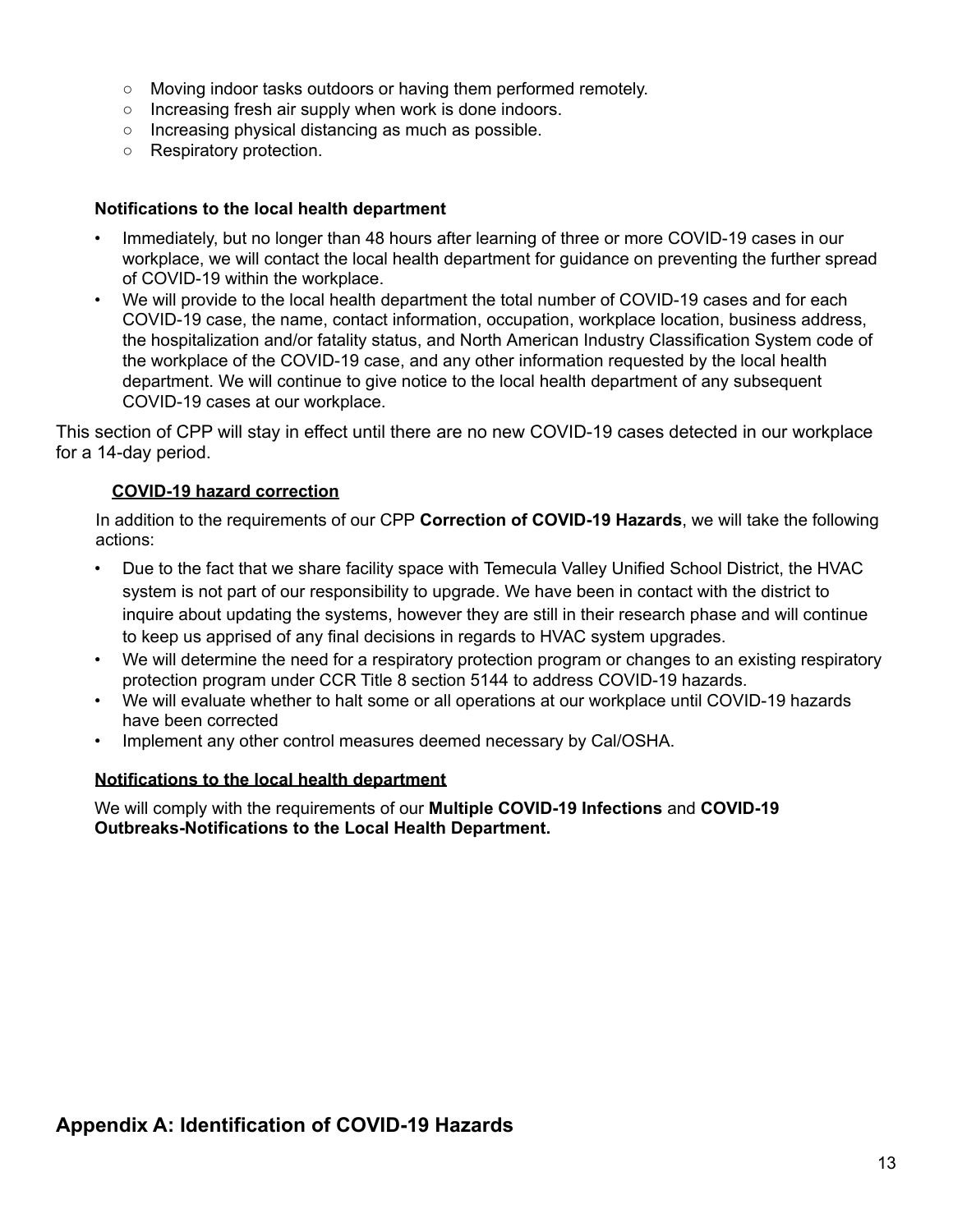- Moving indoor tasks outdoors or having them performed remotely.
- Increasing fresh air supply when work is done indoors.
- Increasing physical distancing as much as possible.
- Respiratory protection.

**Notifications to the local health department**

- Immediately, but no longer than 48 hours after learning of three or more COVID-19 cases in our workplace, we will contact the local health department for guidance on preventing the further spread of COVID-19 within the workplace.
- We will provide to the local health department the total number of COVID-19 cases and for each COVID-19 case, the name, contact information, occupation, workplace location, business address, the hospitalization and/or fatality status, and North American Industry Classification System code of the workplace of the COVID-19 case, and any other information requested by the local health department. We will continue to give notice to the local health department of any subsequent COVID-19 cases at our workplace.

This section of CPP will stay in effect until there are no new COVID-19 cases detected in our workplace for a 14-day period.

**COVID-19 hazard correction**

In addition to the requirements of our CPP **Correction of COVID-19 Hazards**, we will take the following actions:

- Due to the fact that we share facility space with Temecula Valley Unified School District, the HVAC system is not part of our responsibility to upgrade. We have been in contact with the district to inquire about updating the systems, however they are still in their research phase and will continue to keep us apprised of any final decisions in regards to HVAC system upgrades.
- We will determine the need for a respiratory protection program or changes to an existing respiratory protection program under CCR Title 8 section 5144 to address COVID-19 hazards.
- We will evaluate whether to halt some or all operations at our workplace until COVID-19 hazards have been corrected
- Implement any other control measures deemed necessary by Cal/OSHA.

**Notifications to the local health department**

We will comply with the requirements of our **Multiple COVID-19 Infections** and **COVID-19 Outbreaks-Notifications to the Local Health Department.**

## Appendix A: Identification of COVID-19 Hazards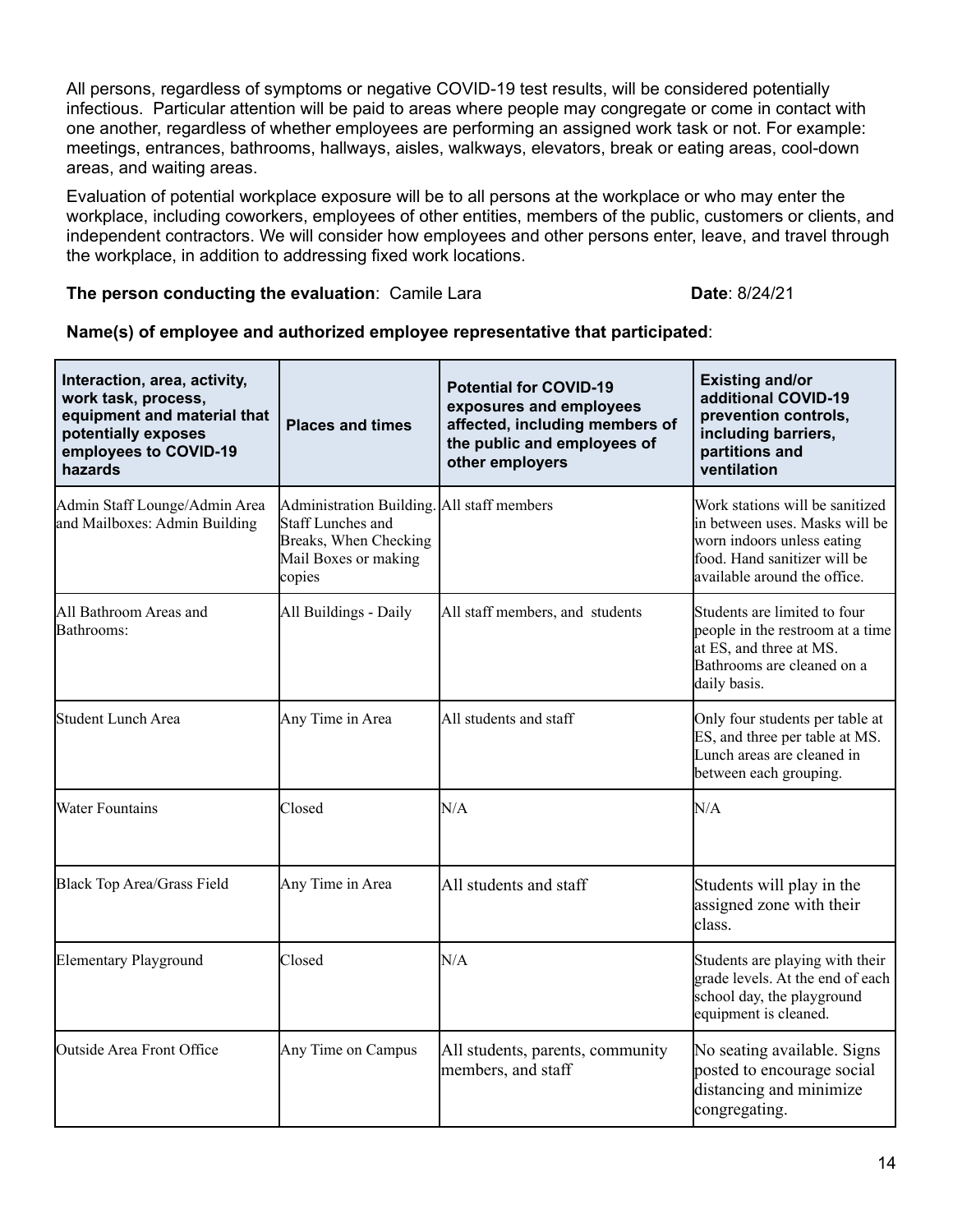All persons, regardless of symptoms or negative COVID-19 test results, will be considered potentially infectious. Particular attention will be paid to areas where people may congregate or come in contact with one another, regardless of whether employees are performing an assigned work task or not. For example: meetings, entrances, bathrooms, hallways, aisles, walkways, elevators, break or eating areas, cool-down areas, and waiting areas.

Evaluation of potential workplace exposure will be to all persons at the workplace or who may enter the workplace, including coworkers, employees of other entities, members of the public, customers or clients, and independent contractors. We will consider how employees and other persons enter, leave, and travel through the workplace, in addition to addressing fixed work locations.

**The person conducting the evaluation**: Camile Lara **Date**: 8/24/21

**Name(s) of employee and authorized employee representative that participated**:

| Interaction, area, activity, work task, process, equipment and material that potentially exposes employees to COVID-19 hazards | Places and times | Potential for COVID-19 exposures and employees affected, including members of the public and employees of other employers | Existing and/or additional COVID-19 prevention controls, including barriers, partitions and ventilation |
|---|---|---|---|
| Admin Staff Lounge/Admin Area and Mailboxes: Admin Building | Administration Building. Staff Lunches and Breaks, When Checking Mail Boxes or making copies | All staff members | Work stations will be sanitized in between uses. Masks will be worn indoors unless eating food. Hand sanitizer will be available around the office. |
| All Bathroom Areas and Bathrooms: | All Buildings - Daily | All staff members, and students | Students are limited to four people in the restroom at a time at ES, and three at MS. Bathrooms are cleaned on a daily basis. |
| Student Lunch Area | Any Time in Area | All students and staff | Only four students per table at ES, and three per table at MS. Lunch areas are cleaned in between each grouping. |
| Water Fountains | Closed | N/A | N/A |
| Black Top Area/Grass Field | Any Time in Area | All students and staff | Students will play in the assigned zone with their class. |
| Elementary Playground | Closed | N/A | Students are playing with their grade levels. At the end of each school day, the playground equipment is cleaned. |
| Outside Area Front Office | Any Time on Campus | All students, parents, community members, and staff | No seating available. Signs posted to encourage social distancing and minimize congregating. |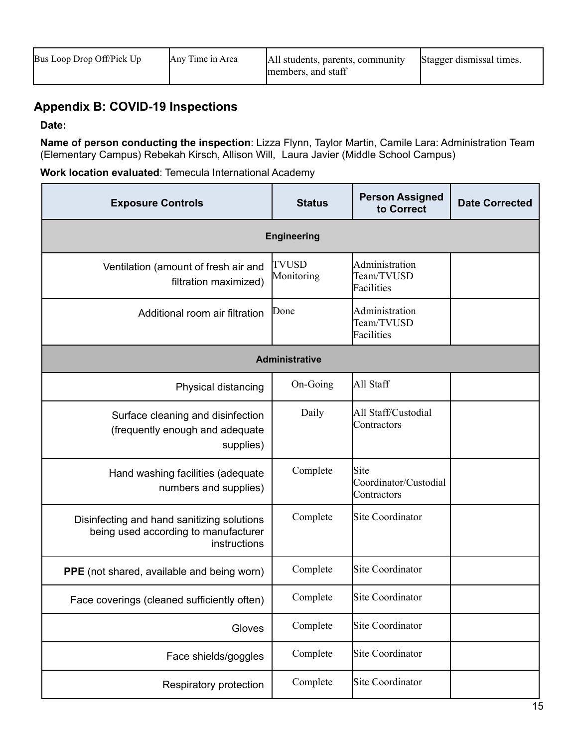| Bus Loop Drop Off/Pick Up | Any Time in Area | All students, parents, community members, and staff | Stagger dismissal times. |
|---|---|---|---|

## Appendix B: COVID-19 Inspections

**Date:**

**Name of person conducting the inspection**: Lizza Flynn, Taylor Martin, Camile Lara: Administration Team (Elementary Campus) Rebekah Kirsch, Allison Will, Laura Javier (Middle School Campus)

**Work location evaluated**: Temecula International Academy

| Exposure Controls | Status | Person Assigned to Correct | Date Corrected |
|---|---|---|---|
| **Engineering** | | | |
| Ventilation (amount of fresh air and filtration maximized) | TVUSD Monitoring | Administration Team/TVUSD Facilities | |
| Additional room air filtration | Done | Administration Team/TVUSD Facilities | |
| **Administrative** | | | |
| Physical distancing | On-Going | All Staff | |
| Surface cleaning and disinfection (frequently enough and adequate supplies) | Daily | All Staff/Custodial Contractors | |
| Hand washing facilities (adequate numbers and supplies) | Complete | Site Coordinator/Custodial Contractors | |
| Disinfecting and hand sanitizing solutions being used according to manufacturer instructions | Complete | Site Coordinator | |
| **PPE** (not shared, available and being worn) | Complete | Site Coordinator | |
| Face coverings (cleaned sufficiently often) | Complete | Site Coordinator | |
| Gloves | Complete | Site Coordinator | |
| Face shields/goggles | Complete | Site Coordinator | |
| Respiratory protection | Complete | Site Coordinator | |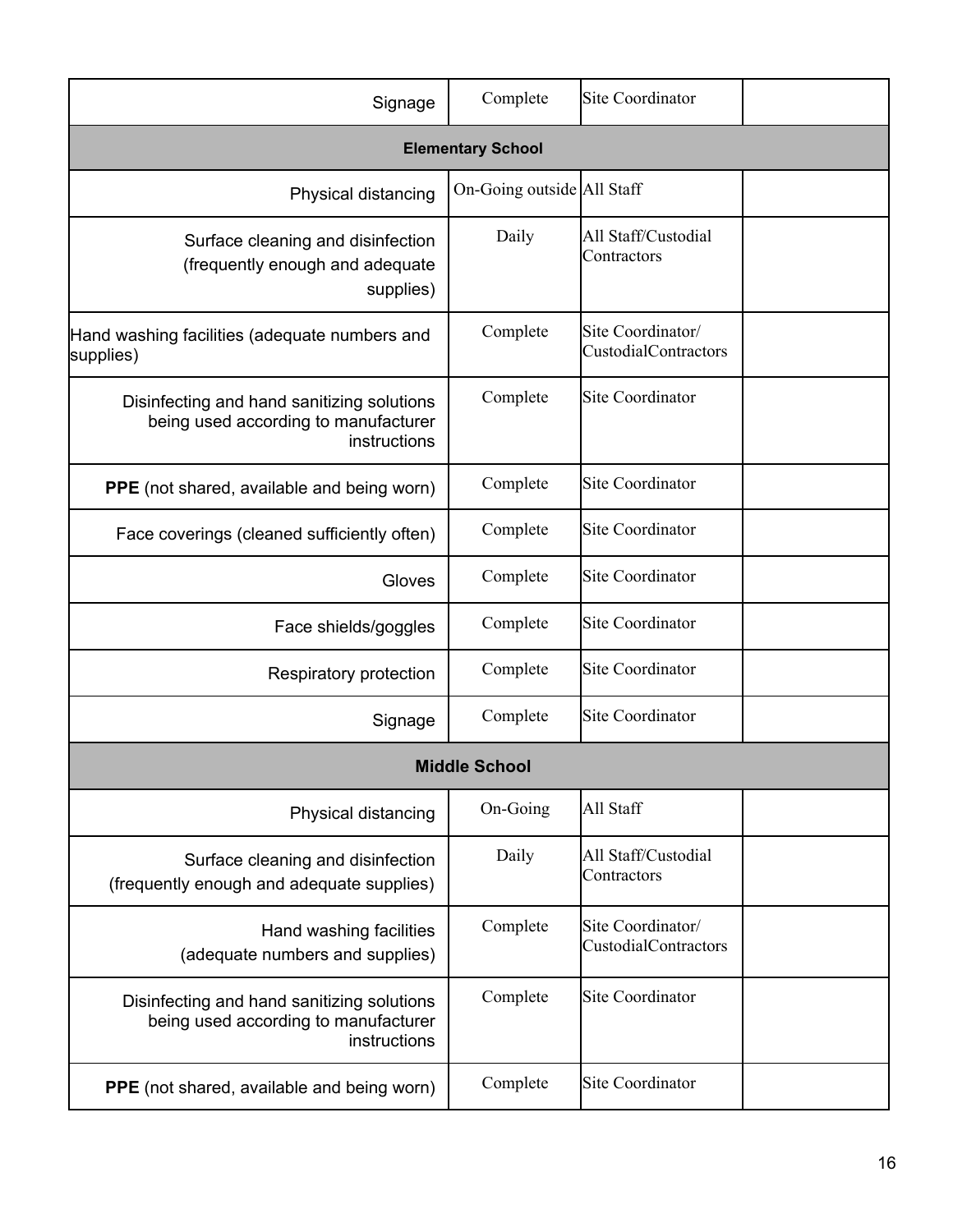| | | | |
|---|---|---|---|
| Signage | Complete | Site Coordinator | |
| **Elementary School** | | | |
| Physical distancing | On-Going outside | All Staff | |
| Surface cleaning and disinfection (frequently enough and adequate supplies) | Daily | All Staff/Custodial Contractors | |
| Hand washing facilities (adequate numbers and supplies) | Complete | Site Coordinator/ CustodialContractors | |
| Disinfecting and hand sanitizing solutions being used according to manufacturer instructions | Complete | Site Coordinator | |
| **PPE** (not shared, available and being worn) | Complete | Site Coordinator | |
| Face coverings (cleaned sufficiently often) | Complete | Site Coordinator | |
| Gloves | Complete | Site Coordinator | |
| Face shields/goggles | Complete | Site Coordinator | |
| Respiratory protection | Complete | Site Coordinator | |
| Signage | Complete | Site Coordinator | |
| **Middle School** | | | |
| Physical distancing | On-Going | All Staff | |
| Surface cleaning and disinfection (frequently enough and adequate supplies) | Daily | All Staff/Custodial Contractors | |
| Hand washing facilities (adequate numbers and supplies) | Complete | Site Coordinator/ CustodialContractors | |
| Disinfecting and hand sanitizing solutions being used according to manufacturer instructions | Complete | Site Coordinator | |
| **PPE** (not shared, available and being worn) | Complete | Site Coordinator | |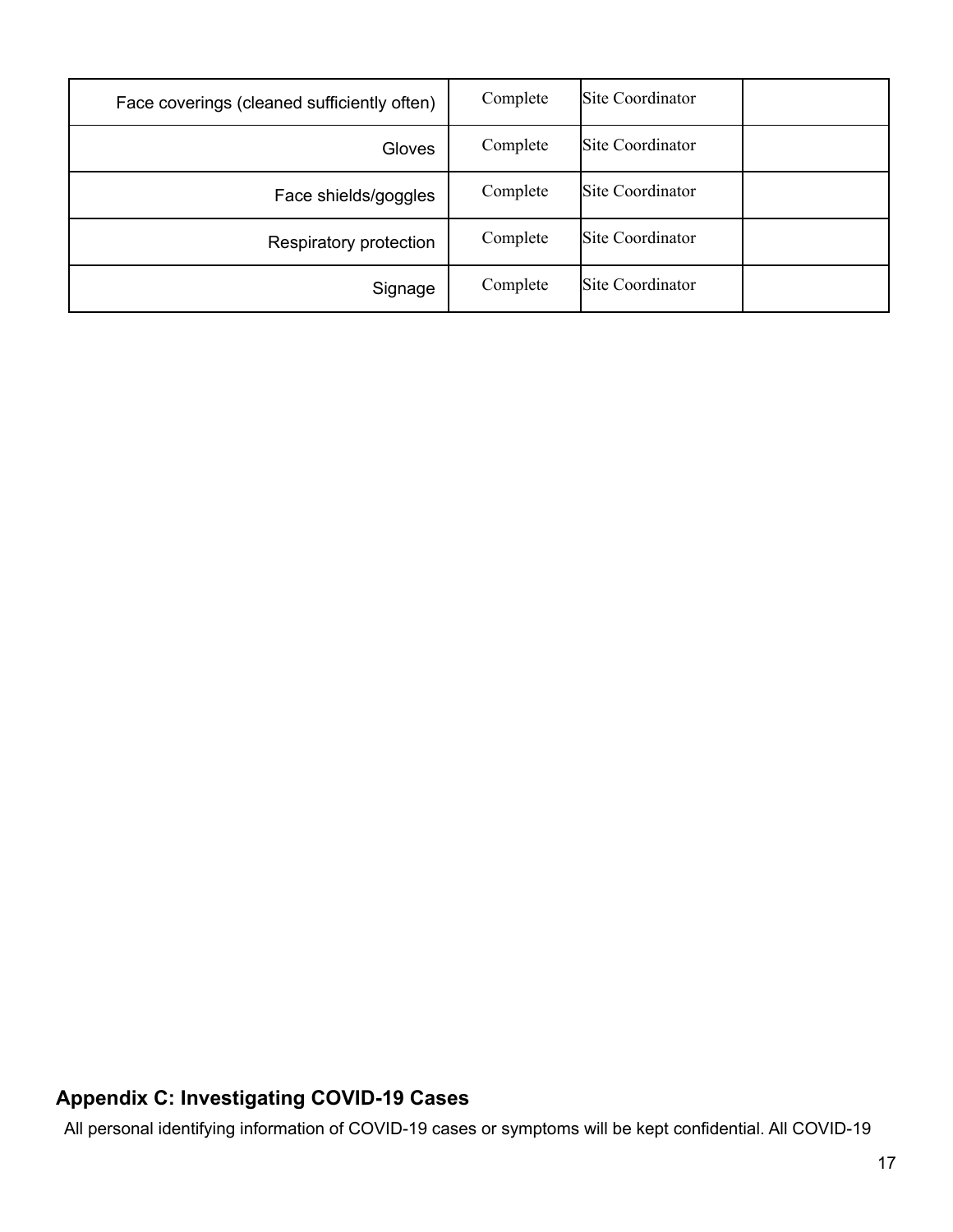| | | | |
|---|---|---|---|
| Face coverings (cleaned sufficiently often) | Complete | Site Coordinator | |
| Gloves | Complete | Site Coordinator | |
| Face shields/goggles | Complete | Site Coordinator | |
| Respiratory protection | Complete | Site Coordinator | |
| Signage | Complete | Site Coordinator | |

## Appendix C: Investigating COVID-19 Cases

All personal identifying information of COVID-19 cases or symptoms will be kept confidential. All COVID-19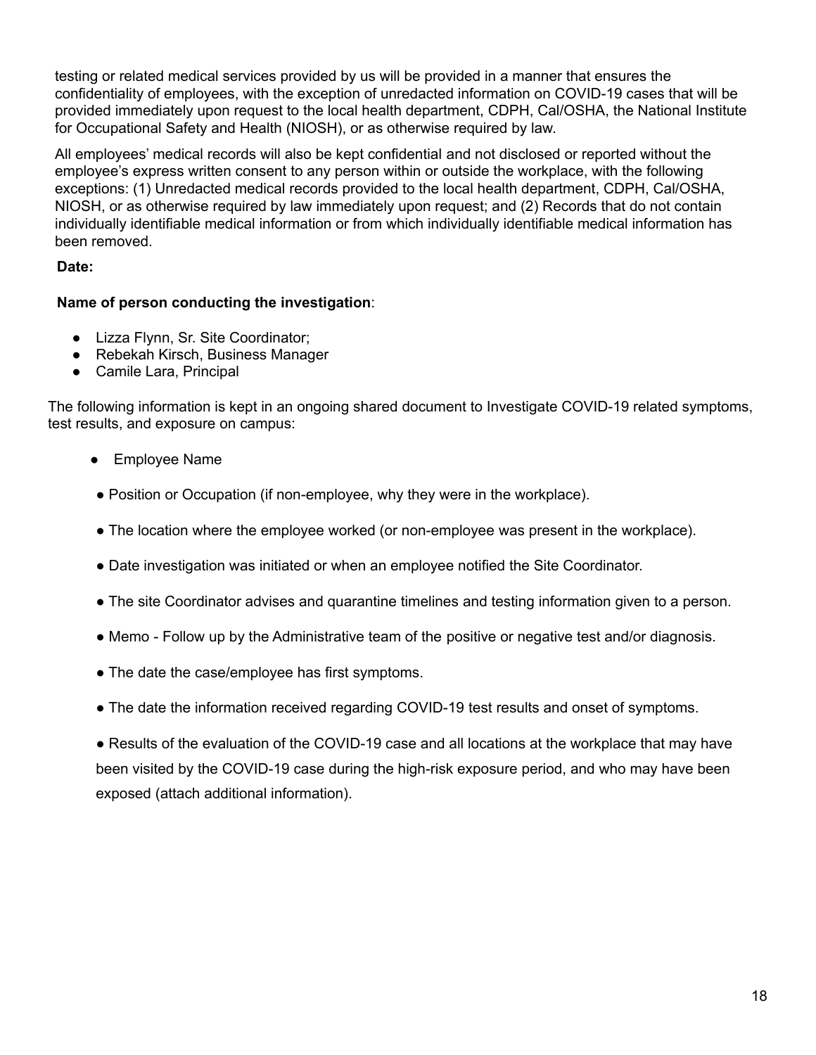testing or related medical services provided by us will be provided in a manner that ensures the confidentiality of employees, with the exception of unredacted information on COVID-19 cases that will be provided immediately upon request to the local health department, CDPH, Cal/OSHA, the National Institute for Occupational Safety and Health (NIOSH), or as otherwise required by law.

All employees' medical records will also be kept confidential and not disclosed or reported without the employee's express written consent to any person within or outside the workplace, with the following exceptions: (1) Unredacted medical records provided to the local health department, CDPH, Cal/OSHA, NIOSH, or as otherwise required by law immediately upon request; and (2) Records that do not contain individually identifiable medical information or from which individually identifiable medical information has been removed.

**Date:**

**Name of person conducting the investigation**:

- Lizza Flynn, Sr. Site Coordinator;
- Rebekah Kirsch, Business Manager
- Camile Lara, Principal

The following information is kept in an ongoing shared document to Investigate COVID-19 related symptoms, test results, and exposure on campus:

- Employee Name
- Position or Occupation (if non-employee, why they were in the workplace).
- The location where the employee worked (or non-employee was present in the workplace).
- Date investigation was initiated or when an employee notified the Site Coordinator.
- The site Coordinator advises and quarantine timelines and testing information given to a person.
- Memo - Follow up by the Administrative team of the positive or negative test and/or diagnosis.
- The date the case/employee has first symptoms.
- The date the information received regarding COVID-19 test results and onset of symptoms.
- Results of the evaluation of the COVID-19 case and all locations at the workplace that may have been visited by the COVID-19 case during the high-risk exposure period, and who may have been exposed (attach additional information).